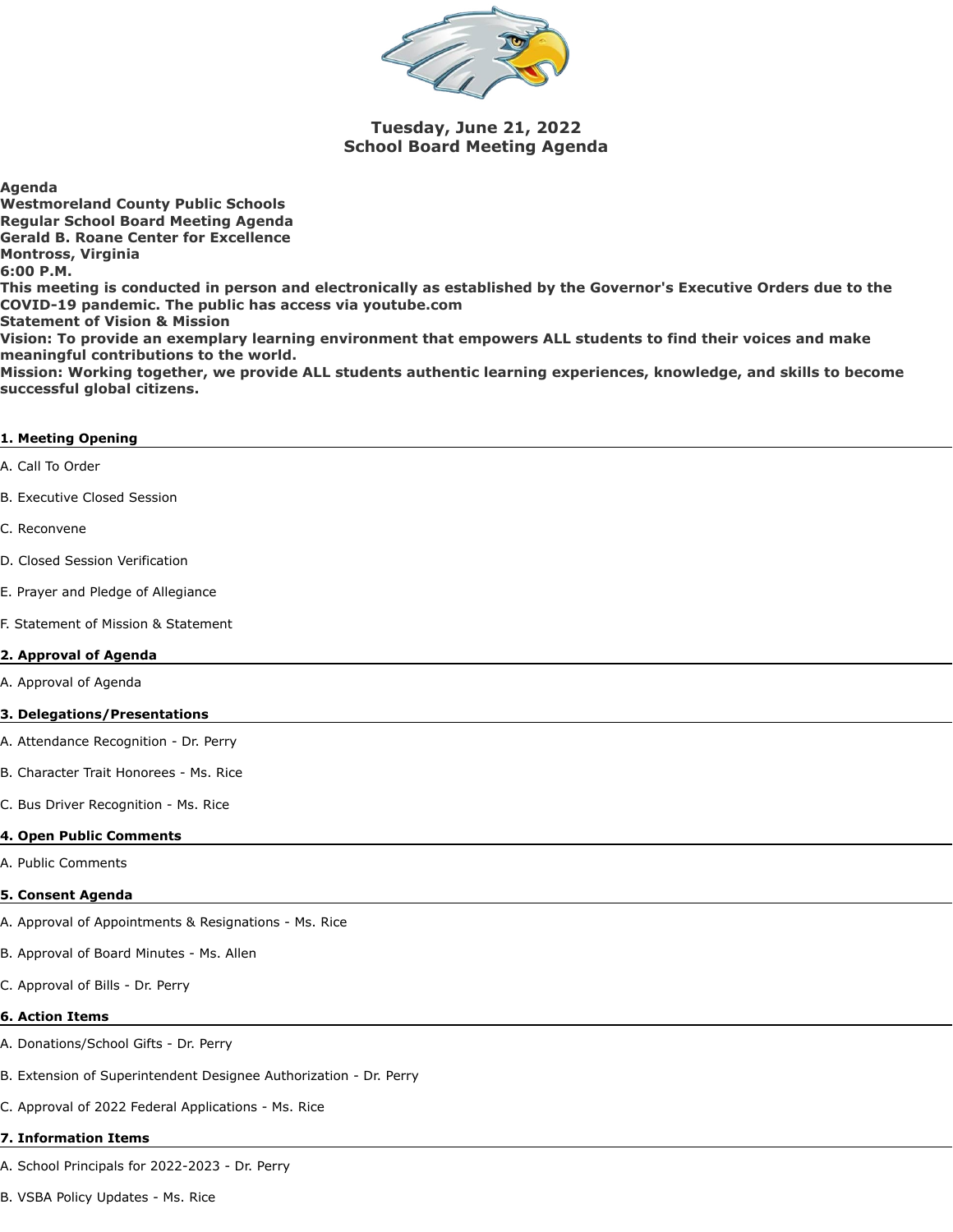# Tuesday, June 21, 2022
# School Board Meeting Agenda

**Agenda**
**Westmoreland County Public Schools**
**Regular School Board Meeting Agenda**
**Gerald B. Roane Center for Excellence**
**Montross, Virginia**
**6:00 P.M.**
**This meeting is conducted in person and electronically as established by the Governor's Executive Orders due to the COVID-19 pandemic. The public has access via youtube.com**
**Statement of Vision & Mission**
**Vision: To provide an exemplary learning environment that empowers ALL students to find their voices and make meaningful contributions to the world.**
**Mission: Working together, we provide ALL students authentic learning experiences, knowledge, and skills to become successful global citizens.**

### 1. Meeting Opening

A. Call To Order

B. Executive Closed Session

C. Reconvene

D. Closed Session Verification

E. Prayer and Pledge of Allegiance

F. Statement of Mission & Statement

### 2. Approval of Agenda

A. Approval of Agenda

### 3. Delegations/Presentations

A. Attendance Recognition - Dr. Perry

B. Character Trait Honorees - Ms. Rice

C. Bus Driver Recognition - Ms. Rice

### 4. Open Public Comments

A. Public Comments

### 5. Consent Agenda

A. Approval of Appointments & Resignations - Ms. Rice

B. Approval of Board Minutes - Ms. Allen

C. Approval of Bills - Dr. Perry

### 6. Action Items

A. Donations/School Gifts - Dr. Perry

B. Extension of Superintendent Designee Authorization - Dr. Perry

C. Approval of 2022 Federal Applications - Ms. Rice

### 7. Information Items

A. School Principals for 2022-2023 - Dr. Perry

B. VSBA Policy Updates - Ms. Rice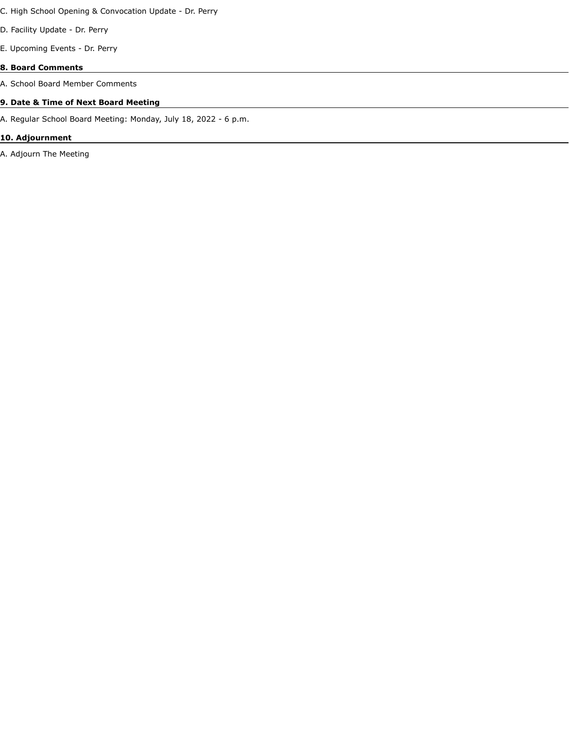C. High School Opening & Convocation Update - Dr. Perry

D. Facility Update - Dr. Perry

E. Upcoming Events - Dr. Perry

**8. Board Comments**

A. School Board Member Comments

**9. Date & Time of Next Board Meeting**

A. Regular School Board Meeting: Monday, July 18, 2022 - 6 p.m.

**10. Adjournment**

A. Adjourn The Meeting